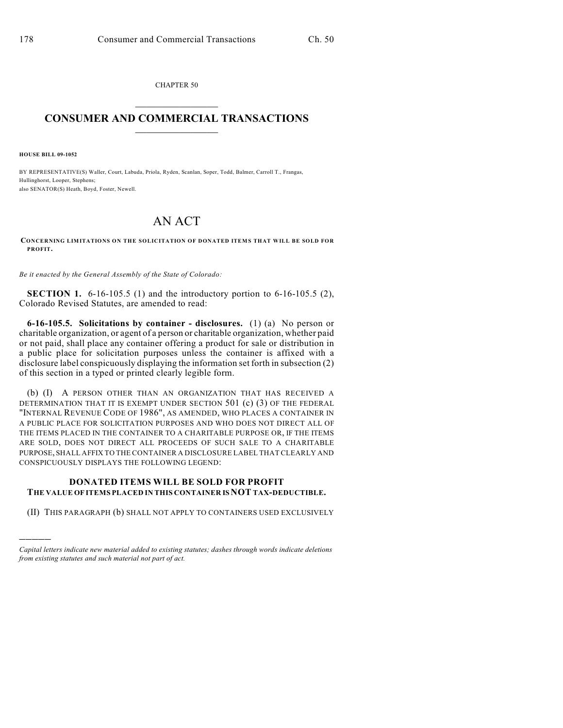CHAPTER 50

# CONSUMER AND COMMERCIAL TRANSACTIONS

**HOUSE BILL 09-1052**

BY REPRESENTATIVE(S) Waller, Court, Labuda, Priola, Ryden, Scanlan, Soper, Todd, Balmer, Carroll T., Frangas, Hullinghorst, Looper, Stephens;
also SENATOR(S) Heath, Boyd, Foster, Newell.

# AN ACT

**CONCERNING LIMITATIONS ON THE SOLICITATION OF DONATED ITEMS THAT WILL BE SOLD FOR PROFIT.**

*Be it enacted by the General Assembly of the State of Colorado:*

**SECTION 1.** 6-16-105.5 (1) and the introductory portion to 6-16-105.5 (2), Colorado Revised Statutes, are amended to read:

**6-16-105.5. Solicitations by container - disclosures.** (1) (a) No person or charitable organization, or agent of a person or charitable organization, whether paid or not paid, shall place any container offering a product for sale or distribution in a public place for solicitation purposes unless the container is affixed with a disclosure label conspicuously displaying the information set forth in subsection (2) of this section in a typed or printed clearly legible form.

(b) (I) A PERSON OTHER THAN AN ORGANIZATION THAT HAS RECEIVED A DETERMINATION THAT IT IS EXEMPT UNDER SECTION 501 (c) (3) OF THE FEDERAL "INTERNAL REVENUE CODE OF 1986", AS AMENDED, WHO PLACES A CONTAINER IN A PUBLIC PLACE FOR SOLICITATION PURPOSES AND WHO DOES NOT DIRECT ALL OF THE ITEMS PLACED IN THE CONTAINER TO A CHARITABLE PURPOSE OR, IF THE ITEMS ARE SOLD, DOES NOT DIRECT ALL PROCEEDS OF SUCH SALE TO A CHARITABLE PURPOSE, SHALL AFFIX TO THE CONTAINER A DISCLOSURE LABEL THAT CLEARLY AND CONSPICUOUSLY DISPLAYS THE FOLLOWING LEGEND:

**DONATED ITEMS WILL BE SOLD FOR PROFIT**
**THE VALUE OF ITEMS PLACED IN THIS CONTAINER IS NOT TAX-DEDUCTIBLE.**

(II) THIS PARAGRAPH (b) SHALL NOT APPLY TO CONTAINERS USED EXCLUSIVELY

---

*Capital letters indicate new material added to existing statutes; dashes through words indicate deletions from existing statutes and such material not part of act.*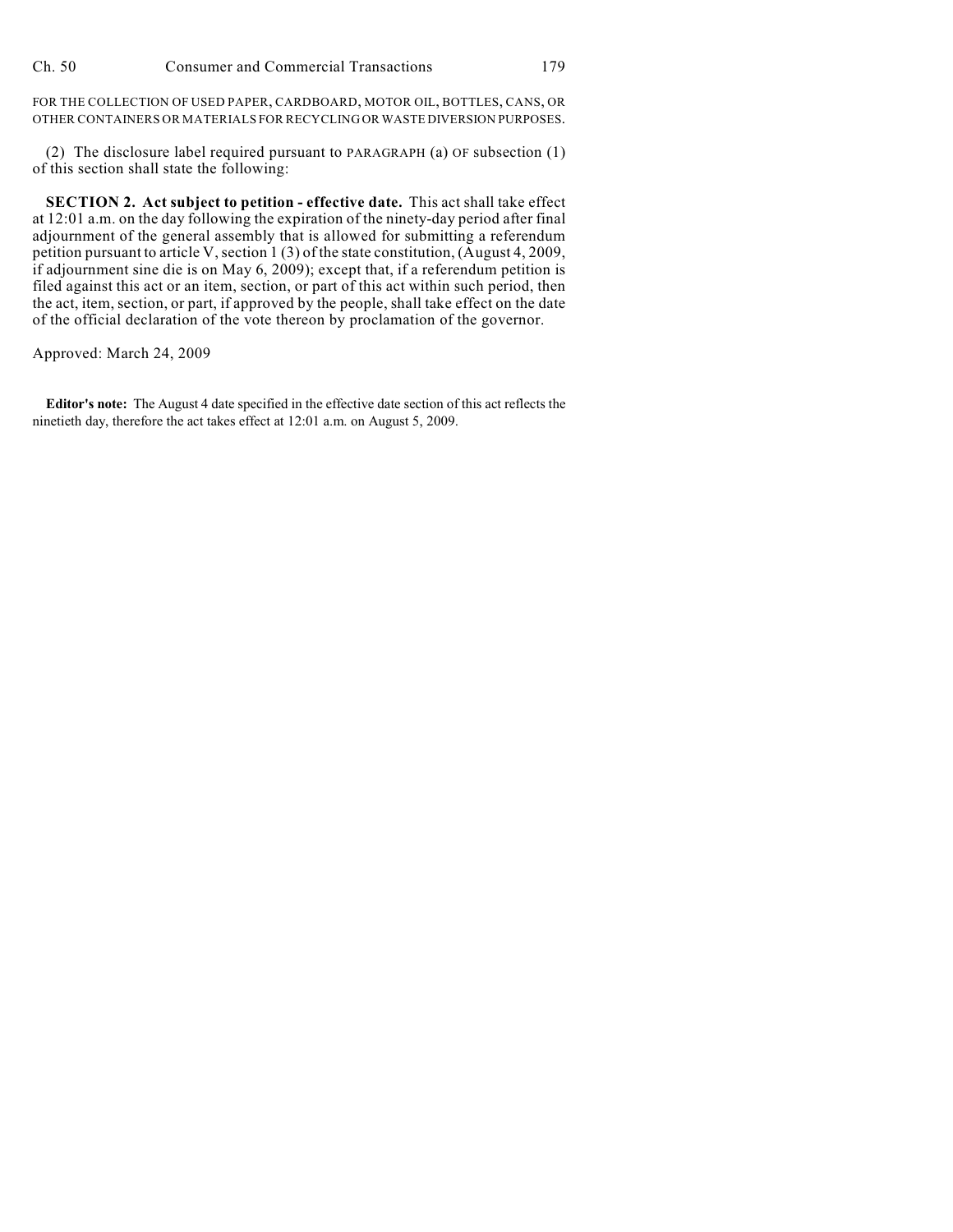FOR THE COLLECTION OF USED PAPER, CARDBOARD, MOTOR OIL, BOTTLES, CANS, OR OTHER CONTAINERS OR MATERIALS FOR RECYCLING OR WASTE DIVERSION PURPOSES.

(2) The disclosure label required pursuant to PARAGRAPH (a) OF subsection (1) of this section shall state the following:

**SECTION 2. Act subject to petition - effective date.** This act shall take effect at 12:01 a.m. on the day following the expiration of the ninety-day period after final adjournment of the general assembly that is allowed for submitting a referendum petition pursuant to article V, section 1 (3) of the state constitution, (August 4, 2009, if adjournment sine die is on May 6, 2009); except that, if a referendum petition is filed against this act or an item, section, or part of this act within such period, then the act, item, section, or part, if approved by the people, shall take effect on the date of the official declaration of the vote thereon by proclamation of the governor.

Approved: March 24, 2009

**Editor's note:** The August 4 date specified in the effective date section of this act reflects the ninetieth day, therefore the act takes effect at 12:01 a.m. on August 5, 2009.